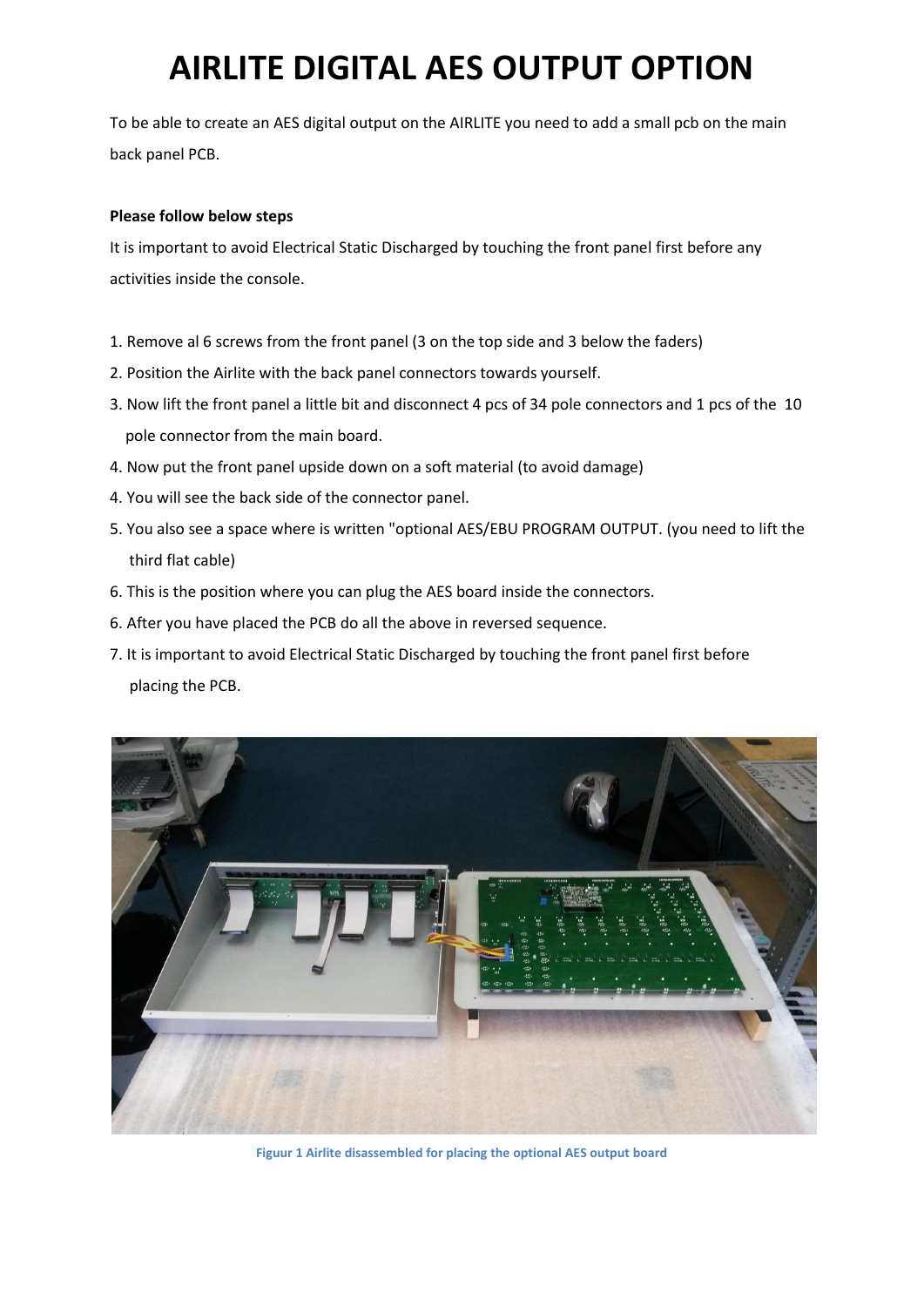# AIRLITE DIGITAL AES OUTPUT OPTION

To be able to create an AES digital output on the AIRLITE you need to add a small pcb on the main back panel PCB.

**Please follow below steps**

It is important to avoid Electrical Static Discharged by touching the front panel first before any activities inside the console.

1. Remove al 6 screws from the front panel (3 on the top side and 3 below the faders)
2. Position the Airlite with the back panel connectors towards yourself.
3. Now lift the front panel a little bit and disconnect 4 pcs of 34 pole connectors and 1 pcs of the 10 pole connector from the main board.
4. Now put the front panel upside down on a soft material (to avoid damage)
4. You will see the back side of the connector panel.
5. You also see a space where is written "optional AES/EBU PROGRAM OUTPUT. (you need to lift the third flat cable)
6. This is the position where you can plug the AES board inside the connectors.
6. After you have placed the PCB do all the above in reversed sequence.
7. It is important to avoid Electrical Static Discharged by touching the front panel first before placing the PCB.

Figuur 1 Airlite disassembled for placing the optional AES output board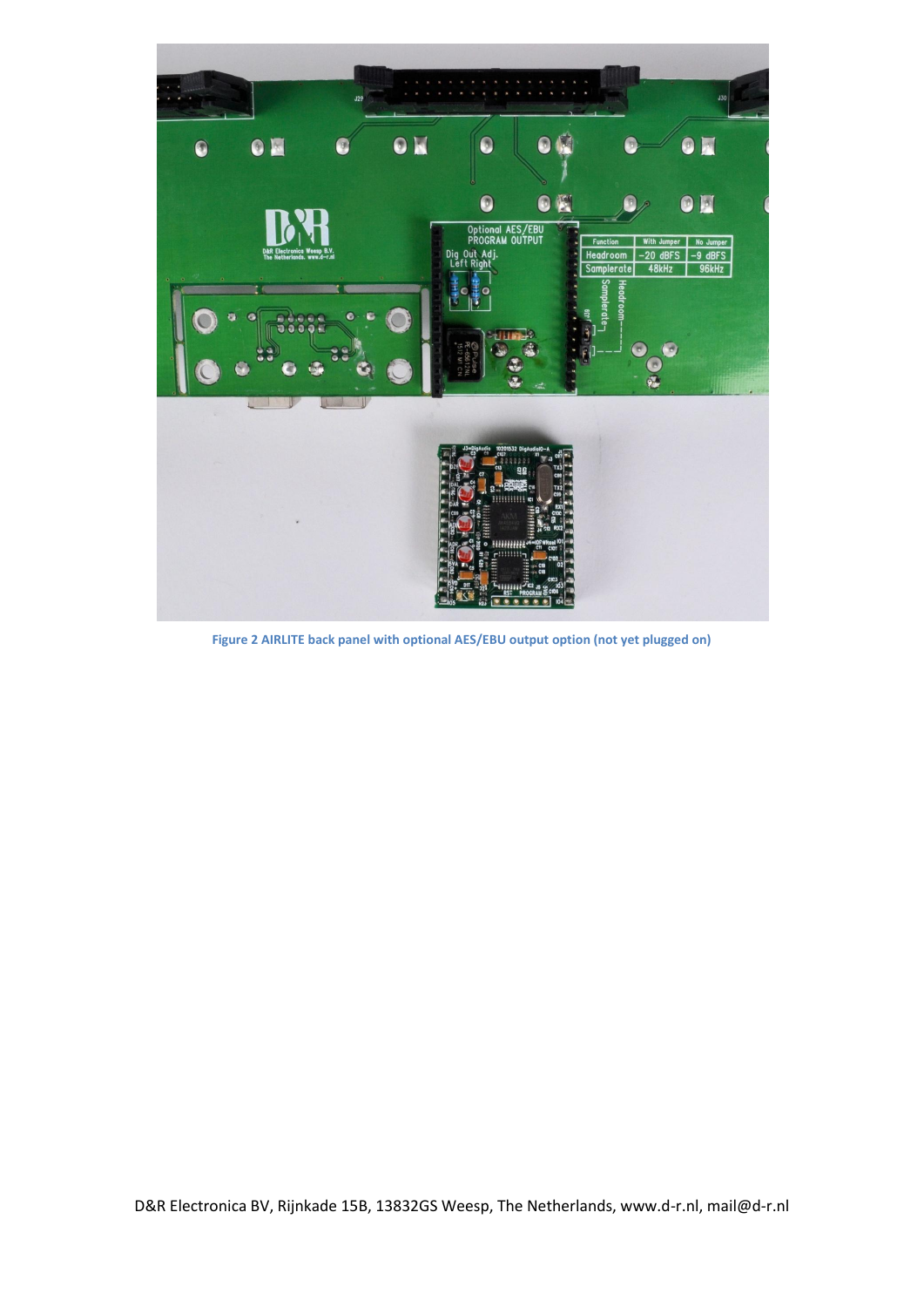Figure 2 AIRLITE back panel with optional AES/EBU output option (not yet plugged on)

D&R Electronica BV, Rijnkade 15B, 13832GS Weesp, The Netherlands, www.d-r.nl, mail@d-r.nl